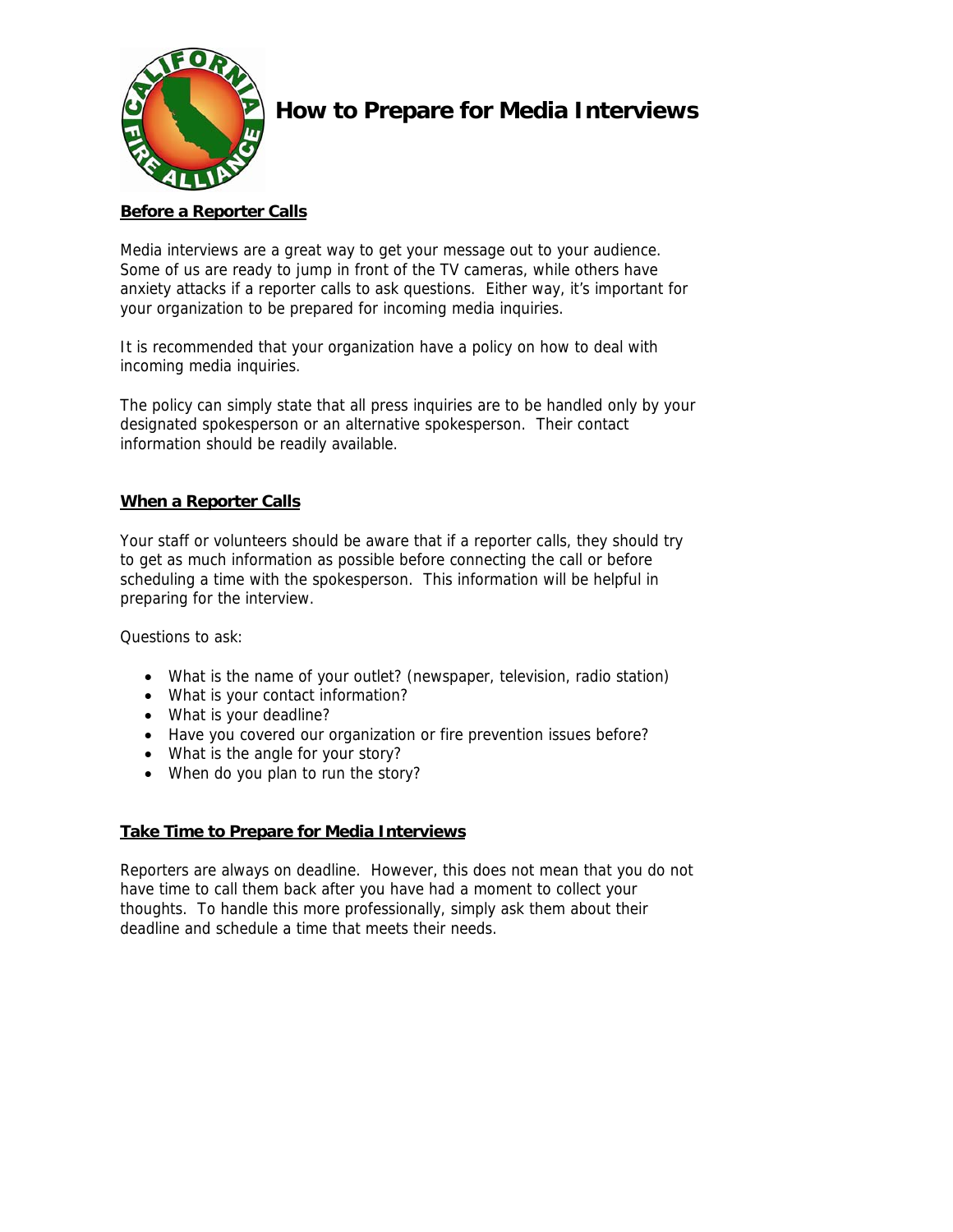# How to Prepare for Media Interviews

## Before a Reporter Calls

Media interviews are a great way to get your message out to your audience. Some of us are ready to jump in front of the TV cameras, while others have anxiety attacks if a reporter calls to ask questions. Either way, it's important for your organization to be prepared for incoming media inquiries.

It is recommended that your organization have a policy on how to deal with incoming media inquiries.

The policy can simply state that all press inquiries are to be handled only by your designated spokesperson or an alternative spokesperson. Their contact information should be readily available.

## When a Reporter Calls

Your staff or volunteers should be aware that if a reporter calls, they should try to get as much information as possible before connecting the call or before scheduling a time with the spokesperson. This information will be helpful in preparing for the interview.

Questions to ask:

- What is the name of your outlet? (newspaper, television, radio station)
- What is your contact information?
- What is your deadline?
- Have you covered our organization or fire prevention issues before?
- What is the angle for your story?
- When do you plan to run the story?

## Take Time to Prepare for Media Interviews

Reporters are always on deadline. However, this does not mean that you do not have time to call them back after you have had a moment to collect your thoughts. To handle this more professionally, simply ask them about their deadline and schedule a time that meets their needs.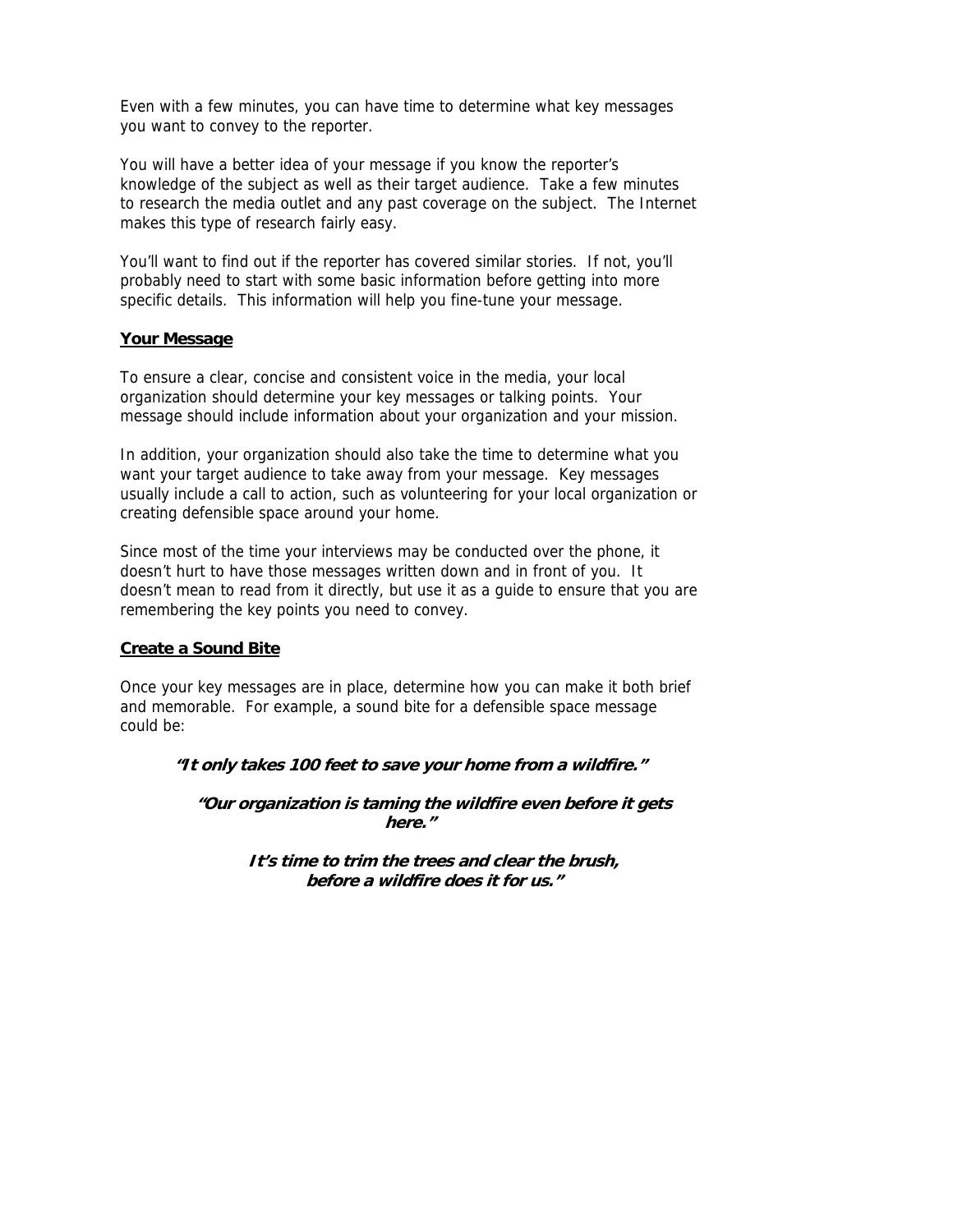Even with a few minutes, you can have time to determine what key messages you want to convey to the reporter.

You will have a better idea of your message if you know the reporter's knowledge of the subject as well as their target audience. Take a few minutes to research the media outlet and any past coverage on the subject. The Internet makes this type of research fairly easy.

You'll want to find out if the reporter has covered similar stories. If not, you'll probably need to start with some basic information before getting into more specific details. This information will help you fine-tune your message.

## Your Message

To ensure a clear, concise and consistent voice in the media, your local organization should determine your key messages or talking points. Your message should include information about your organization and your mission.

In addition, your organization should also take the time to determine what you want your target audience to take away from your message. Key messages usually include a call to action, such as volunteering for your local organization or creating defensible space around your home.

Since most of the time your interviews may be conducted over the phone, it doesn't hurt to have those messages written down and in front of you. It doesn't mean to read from it directly, but use it as a guide to ensure that you are remembering the key points you need to convey.

## Create a Sound Bite

Once your key messages are in place, determine how you can make it both brief and memorable. For example, a sound bite for a defensible space message could be:

***"It only takes 100 feet to save your home from a wildfire."***

***"Our organization is taming the wildfire even before it gets here."***

***It's time to trim the trees and clear the brush, before a wildfire does it for us."***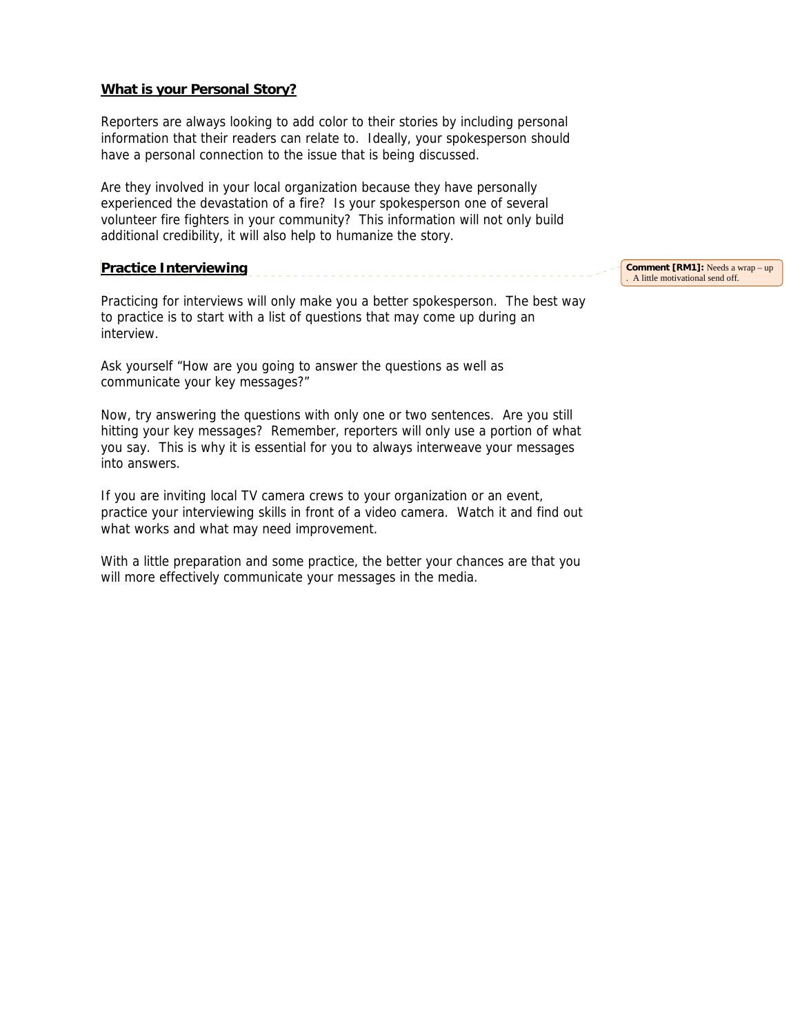## What is your Personal Story?

Reporters are always looking to add color to their stories by including personal information that their readers can relate to. Ideally, your spokesperson should have a personal connection to the issue that is being discussed.

Are they involved in your local organization because they have personally experienced the devastation of a fire? Is your spokesperson one of several volunteer fire fighters in your community? This information will not only build additional credibility, it will also help to humanize the story.

## Practice Interviewing

**Comment [RM1]:** Needs a wrap – up. A little motivational send off.

Practicing for interviews will only make you a better spokesperson. The best way to practice is to start with a list of questions that may come up during an interview.

Ask yourself "How are you going to answer the questions as well as communicate your key messages?"

Now, try answering the questions with only one or two sentences. Are you still hitting your key messages? Remember, reporters will only use a portion of what you say. This is why it is essential for you to always interweave your messages into answers.

If you are inviting local TV camera crews to your organization or an event, practice your interviewing skills in front of a video camera. Watch it and find out what works and what may need improvement.

With a little preparation and some practice, the better your chances are that you will more effectively communicate your messages in the media.